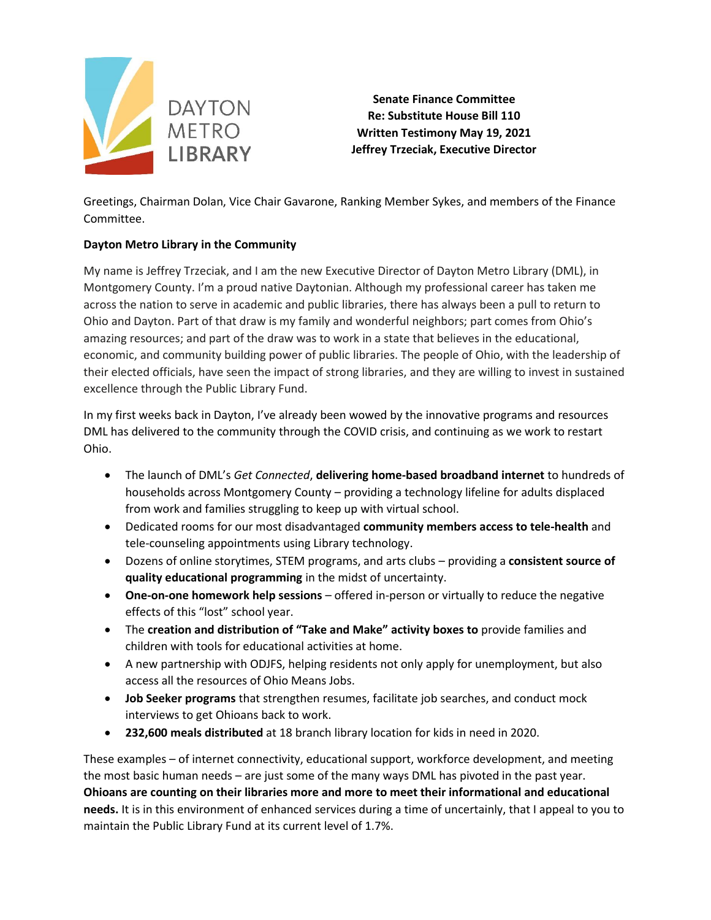DAYTON METRO LIBRARY

**Senate Finance Committee**
**Re: Substitute House Bill 110**
**Written Testimony May 19, 2021**
**Jeffrey Trzeciak, Executive Director**

Greetings, Chairman Dolan, Vice Chair Gavarone, Ranking Member Sykes, and members of the Finance Committee.

**Dayton Metro Library in the Community**

My name is Jeffrey Trzeciak, and I am the new Executive Director of Dayton Metro Library (DML), in Montgomery County. I'm a proud native Daytonian. Although my professional career has taken me across the nation to serve in academic and public libraries, there has always been a pull to return to Ohio and Dayton. Part of that draw is my family and wonderful neighbors; part comes from Ohio's amazing resources; and part of the draw was to work in a state that believes in the educational, economic, and community building power of public libraries. The people of Ohio, with the leadership of their elected officials, have seen the impact of strong libraries, and they are willing to invest in sustained excellence through the Public Library Fund.

In my first weeks back in Dayton, I've already been wowed by the innovative programs and resources DML has delivered to the community through the COVID crisis, and continuing as we work to restart Ohio.

- The launch of DML's *Get Connected*, **delivering home-based broadband internet** to hundreds of households across Montgomery County – providing a technology lifeline for adults displaced from work and families struggling to keep up with virtual school.
- Dedicated rooms for our most disadvantaged **community members access to tele-health** and tele-counseling appointments using Library technology.
- Dozens of online storytimes, STEM programs, and arts clubs – providing a **consistent source of quality educational programming** in the midst of uncertainty.
- **One-on-one homework help sessions** – offered in-person or virtually to reduce the negative effects of this "lost" school year.
- The **creation and distribution of "Take and Make" activity boxes to** provide families and children with tools for educational activities at home.
- A new partnership with ODJFS, helping residents not only apply for unemployment, but also access all the resources of Ohio Means Jobs.
- **Job Seeker programs** that strengthen resumes, facilitate job searches, and conduct mock interviews to get Ohioans back to work.
- **232,600 meals distributed** at 18 branch library location for kids in need in 2020.

These examples – of internet connectivity, educational support, workforce development, and meeting the most basic human needs – are just some of the many ways DML has pivoted in the past year. **Ohioans are counting on their libraries more and more to meet their informational and educational needs.** It is in this environment of enhanced services during a time of uncertainly, that I appeal to you to maintain the Public Library Fund at its current level of 1.7%.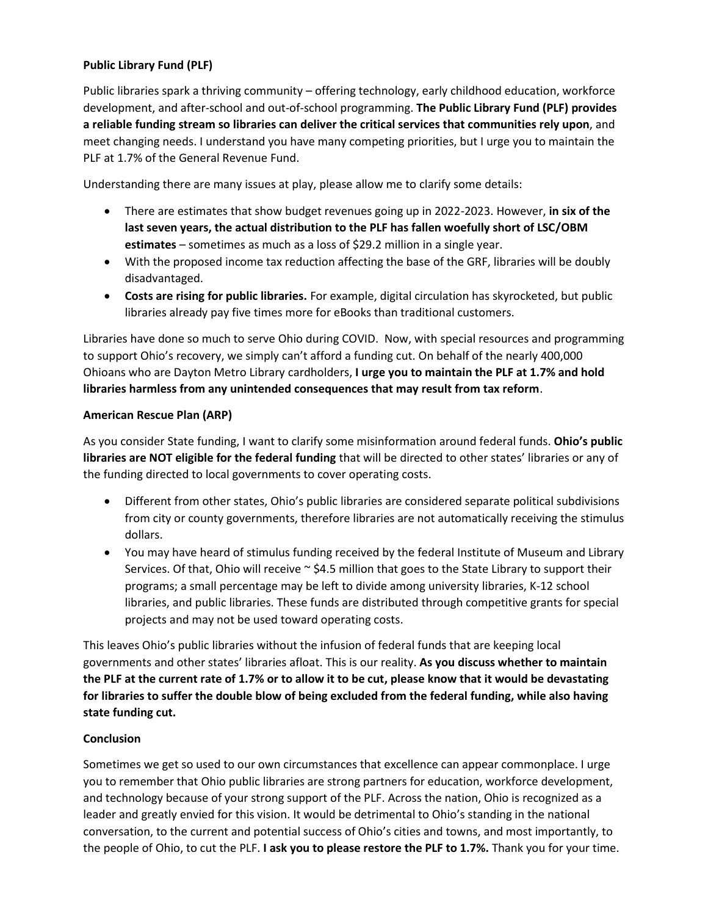**Public Library Fund (PLF)**

Public libraries spark a thriving community – offering technology, early childhood education, workforce development, and after-school and out-of-school programming. **The Public Library Fund (PLF) provides a reliable funding stream so libraries can deliver the critical services that communities rely upon**, and meet changing needs. I understand you have many competing priorities, but I urge you to maintain the PLF at 1.7% of the General Revenue Fund.

Understanding there are many issues at play, please allow me to clarify some details:

- There are estimates that show budget revenues going up in 2022-2023. However, **in six of the last seven years, the actual distribution to the PLF has fallen woefully short of LSC/OBM estimates** – sometimes as much as a loss of $29.2 million in a single year.
- With the proposed income tax reduction affecting the base of the GRF, libraries will be doubly disadvantaged.
- **Costs are rising for public libraries.** For example, digital circulation has skyrocketed, but public libraries already pay five times more for eBooks than traditional customers.

Libraries have done so much to serve Ohio during COVID. Now, with special resources and programming to support Ohio's recovery, we simply can't afford a funding cut. On behalf of the nearly 400,000 Ohioans who are Dayton Metro Library cardholders, **I urge you to maintain the PLF at 1.7% and hold libraries harmless from any unintended consequences that may result from tax reform**.

**American Rescue Plan (ARP)**

As you consider State funding, I want to clarify some misinformation around federal funds. **Ohio's public libraries are NOT eligible for the federal funding** that will be directed to other states' libraries or any of the funding directed to local governments to cover operating costs.

- Different from other states, Ohio's public libraries are considered separate political subdivisions from city or county governments, therefore libraries are not automatically receiving the stimulus dollars.
- You may have heard of stimulus funding received by the federal Institute of Museum and Library Services. Of that, Ohio will receive ~ $4.5 million that goes to the State Library to support their programs; a small percentage may be left to divide among university libraries, K-12 school libraries, and public libraries. These funds are distributed through competitive grants for special projects and may not be used toward operating costs.

This leaves Ohio's public libraries without the infusion of federal funds that are keeping local governments and other states' libraries afloat. This is our reality. **As you discuss whether to maintain the PLF at the current rate of 1.7% or to allow it to be cut, please know that it would be devastating for libraries to suffer the double blow of being excluded from the federal funding, while also having state funding cut.**

**Conclusion**

Sometimes we get so used to our own circumstances that excellence can appear commonplace. I urge you to remember that Ohio public libraries are strong partners for education, workforce development, and technology because of your strong support of the PLF. Across the nation, Ohio is recognized as a leader and greatly envied for this vision. It would be detrimental to Ohio's standing in the national conversation, to the current and potential success of Ohio's cities and towns, and most importantly, to the people of Ohio, to cut the PLF. **I ask you to please restore the PLF to 1.7%.** Thank you for your time.